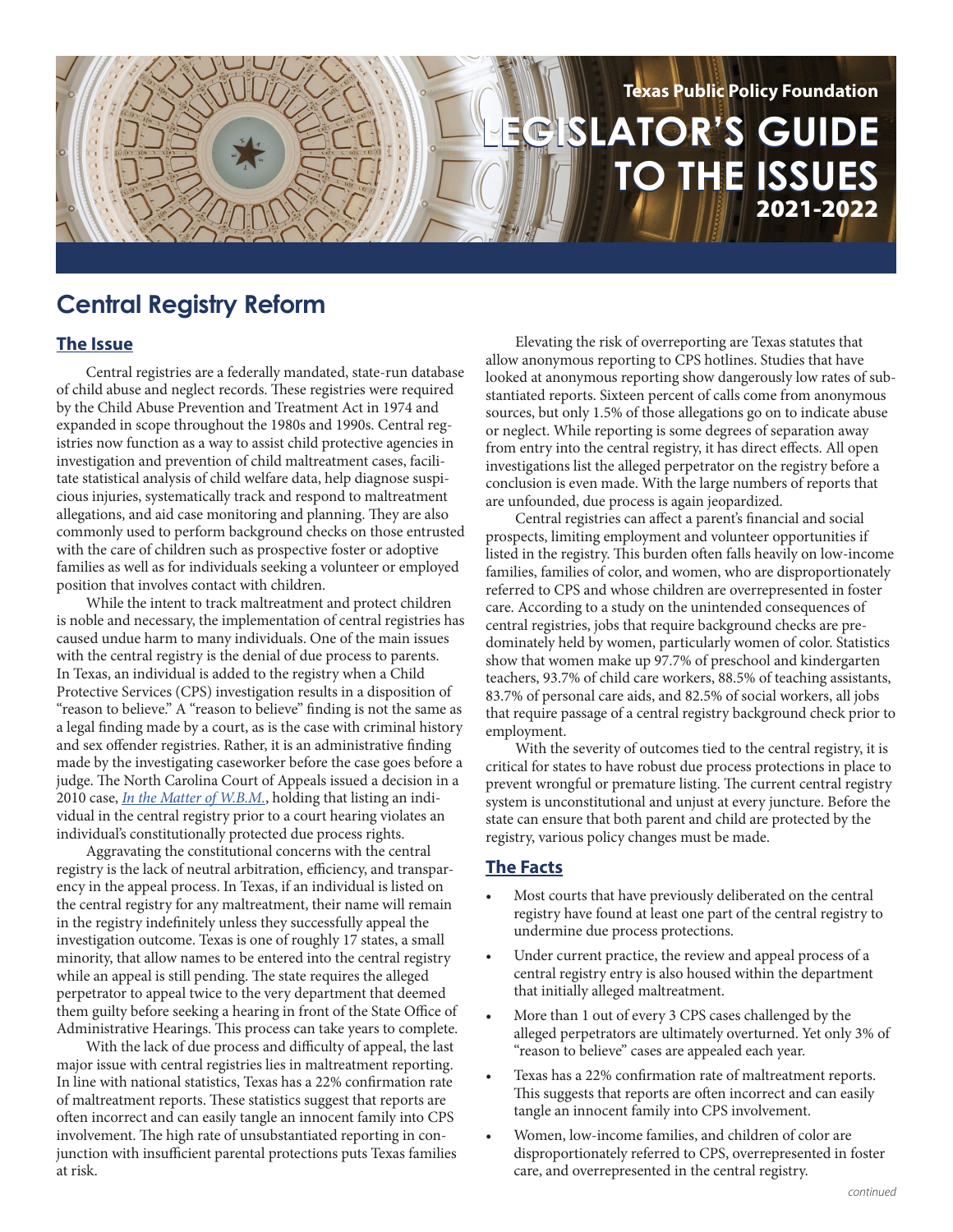Texas Public Policy Foundation

# LEGISLATOR'S GUIDE TO THE ISSUES 2021-2022

## Central Registry Reform

### The Issue

Central registries are a federally mandated, state-run database of child abuse and neglect records. These registries were required by the Child Abuse Prevention and Treatment Act in 1974 and expanded in scope throughout the 1980s and 1990s. Central registries now function as a way to assist child protective agencies in investigation and prevention of child maltreatment cases, facilitate statistical analysis of child welfare data, help diagnose suspicious injuries, systematically track and respond to maltreatment allegations, and aid case monitoring and planning. They are also commonly used to perform background checks on those entrusted with the care of children such as prospective foster or adoptive families as well as for individuals seeking a volunteer or employed position that involves contact with children.

While the intent to track maltreatment and protect children is noble and necessary, the implementation of central registries has caused undue harm to many individuals. One of the main issues with the central registry is the denial of due process to parents. In Texas, an individual is added to the registry when a Child Protective Services (CPS) investigation results in a disposition of "reason to believe." A "reason to believe" finding is not the same as a legal finding made by a court, as is the case with criminal history and sex offender registries. Rather, it is an administrative finding made by the investigating caseworker before the case goes before a judge. The North Carolina Court of Appeals issued a decision in a 2010 case, *In the Matter of W.B.M.*, holding that listing an individual in the central registry prior to a court hearing violates an individual's constitutionally protected due process rights.

Aggravating the constitutional concerns with the central registry is the lack of neutral arbitration, efficiency, and transparency in the appeal process. In Texas, if an individual is listed on the central registry for any maltreatment, their name will remain in the registry indefinitely unless they successfully appeal the investigation outcome. Texas is one of roughly 17 states, a small minority, that allow names to be entered into the central registry while an appeal is still pending. The state requires the alleged perpetrator to appeal twice to the very department that deemed them guilty before seeking a hearing in front of the State Office of Administrative Hearings. This process can take years to complete.

With the lack of due process and difficulty of appeal, the last major issue with central registries lies in maltreatment reporting. In line with national statistics, Texas has a 22% confirmation rate of maltreatment reports. These statistics suggest that reports are often incorrect and can easily tangle an innocent family into CPS involvement. The high rate of unsubstantiated reporting in conjunction with insufficient parental protections puts Texas families at risk.

Elevating the risk of overreporting are Texas statutes that allow anonymous reporting to CPS hotlines. Studies that have looked at anonymous reporting show dangerously low rates of substantiated reports. Sixteen percent of calls come from anonymous sources, but only 1.5% of those allegations go on to indicate abuse or neglect. While reporting is some degrees of separation away from entry into the central registry, it has direct effects. All open investigations list the alleged perpetrator on the registry before a conclusion is even made. With the large numbers of reports that are unfounded, due process is again jeopardized.

Central registries can affect a parent's financial and social prospects, limiting employment and volunteer opportunities if listed in the registry. This burden often falls heavily on low-income families, families of color, and women, who are disproportionately referred to CPS and whose children are overrepresented in foster care. According to a study on the unintended consequences of central registries, jobs that require background checks are predominately held by women, particularly women of color. Statistics show that women make up 97.7% of preschool and kindergarten teachers, 93.7% of child care workers, 88.5% of teaching assistants, 83.7% of personal care aids, and 82.5% of social workers, all jobs that require passage of a central registry background check prior to employment.

With the severity of outcomes tied to the central registry, it is critical for states to have robust due process protections in place to prevent wrongful or premature listing. The current central registry system is unconstitutional and unjust at every juncture. Before the state can ensure that both parent and child are protected by the registry, various policy changes must be made.

### The Facts

- Most courts that have previously deliberated on the central registry have found at least one part of the central registry to undermine due process protections.
- Under current practice, the review and appeal process of a central registry entry is also housed within the department that initially alleged maltreatment.
- More than 1 out of every 3 CPS cases challenged by the alleged perpetrators are ultimately overturned. Yet only 3% of "reason to believe" cases are appealed each year.
- Texas has a 22% confirmation rate of maltreatment reports. This suggests that reports are often incorrect and can easily tangle an innocent family into CPS involvement.
- Women, low-income families, and children of color are disproportionately referred to CPS, overrepresented in foster care, and overrepresented in the central registry.

*continued*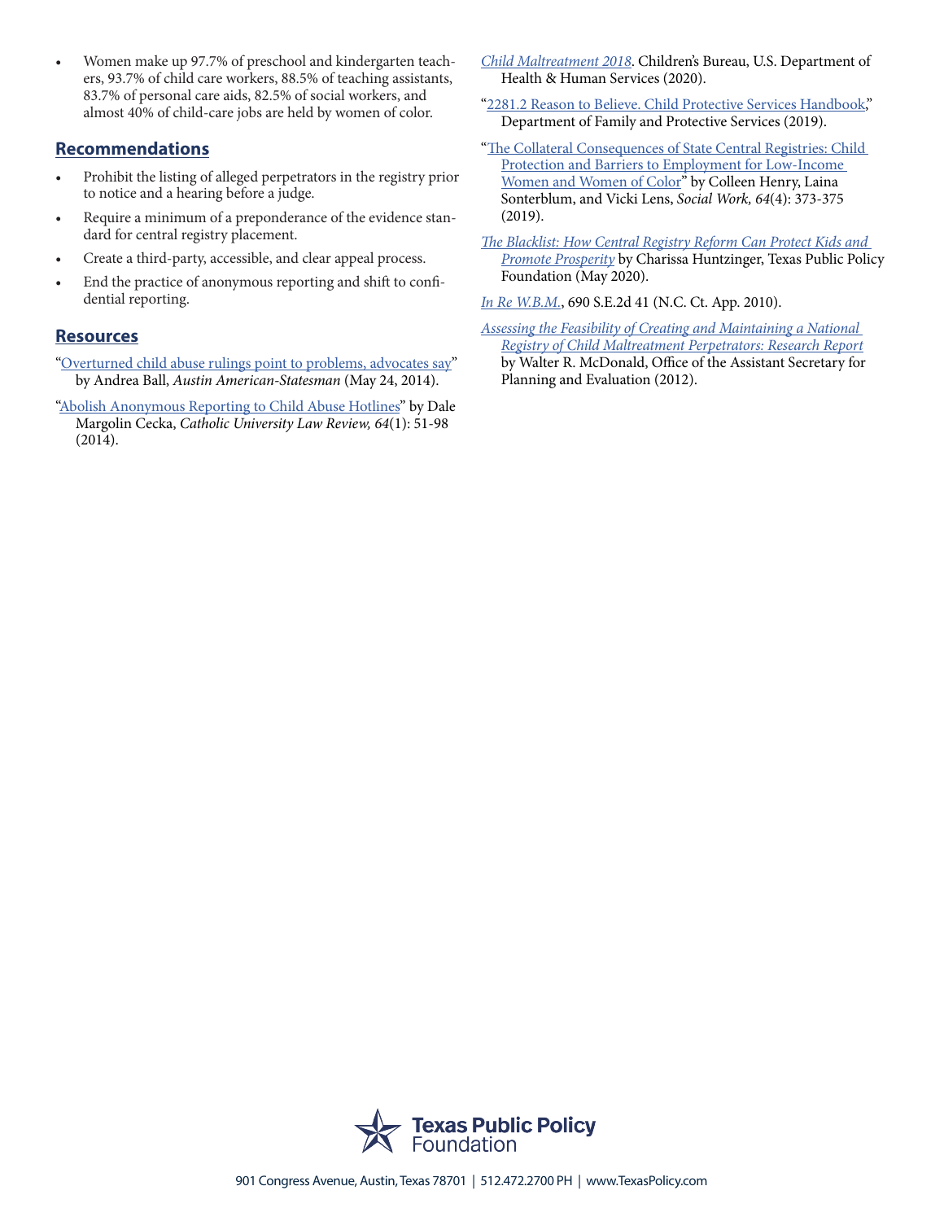- Women make up 97.7% of preschool and kindergarten teachers, 93.7% of child care workers, 88.5% of teaching assistants, 83.7% of personal care aids, 82.5% of social workers, and almost 40% of child-care jobs are held by women of color.

## Recommendations

- Prohibit the listing of alleged perpetrators in the registry prior to notice and a hearing before a judge.
- Require a minimum of a preponderance of the evidence standard for central registry placement.
- Create a third-party, accessible, and clear appeal process.
- End the practice of anonymous reporting and shift to confidential reporting.

## Resources

"Overturned child abuse rulings point to problems, advocates say" by Andrea Ball, *Austin American-Statesman* (May 24, 2014).

"Abolish Anonymous Reporting to Child Abuse Hotlines" by Dale Margolin Cecka, *Catholic University Law Review, 64*(1): 51-98 (2014).

*Child Maltreatment 2018*. Children's Bureau, U.S. Department of Health & Human Services (2020).

"2281.2 Reason to Believe. Child Protective Services Handbook," Department of Family and Protective Services (2019).

"The Collateral Consequences of State Central Registries: Child Protection and Barriers to Employment for Low-Income Women and Women of Color" by Colleen Henry, Laina Sonterblum, and Vicki Lens, *Social Work, 64*(4): 373-375 (2019).

*The Blacklist: How Central Registry Reform Can Protect Kids and Promote Prosperity* by Charissa Huntzinger, Texas Public Policy Foundation (May 2020).

*In Re W.B.M.*, 690 S.E.2d 41 (N.C. Ct. App. 2010).

*Assessing the Feasibility of Creating and Maintaining a National Registry of Child Maltreatment Perpetrators: Research Report* by Walter R. McDonald, Office of the Assistant Secretary for Planning and Evaluation (2012).

Texas Public Policy Foundation

901 Congress Avenue, Austin, Texas 78701 | 512.472.2700 PH | www.TexasPolicy.com